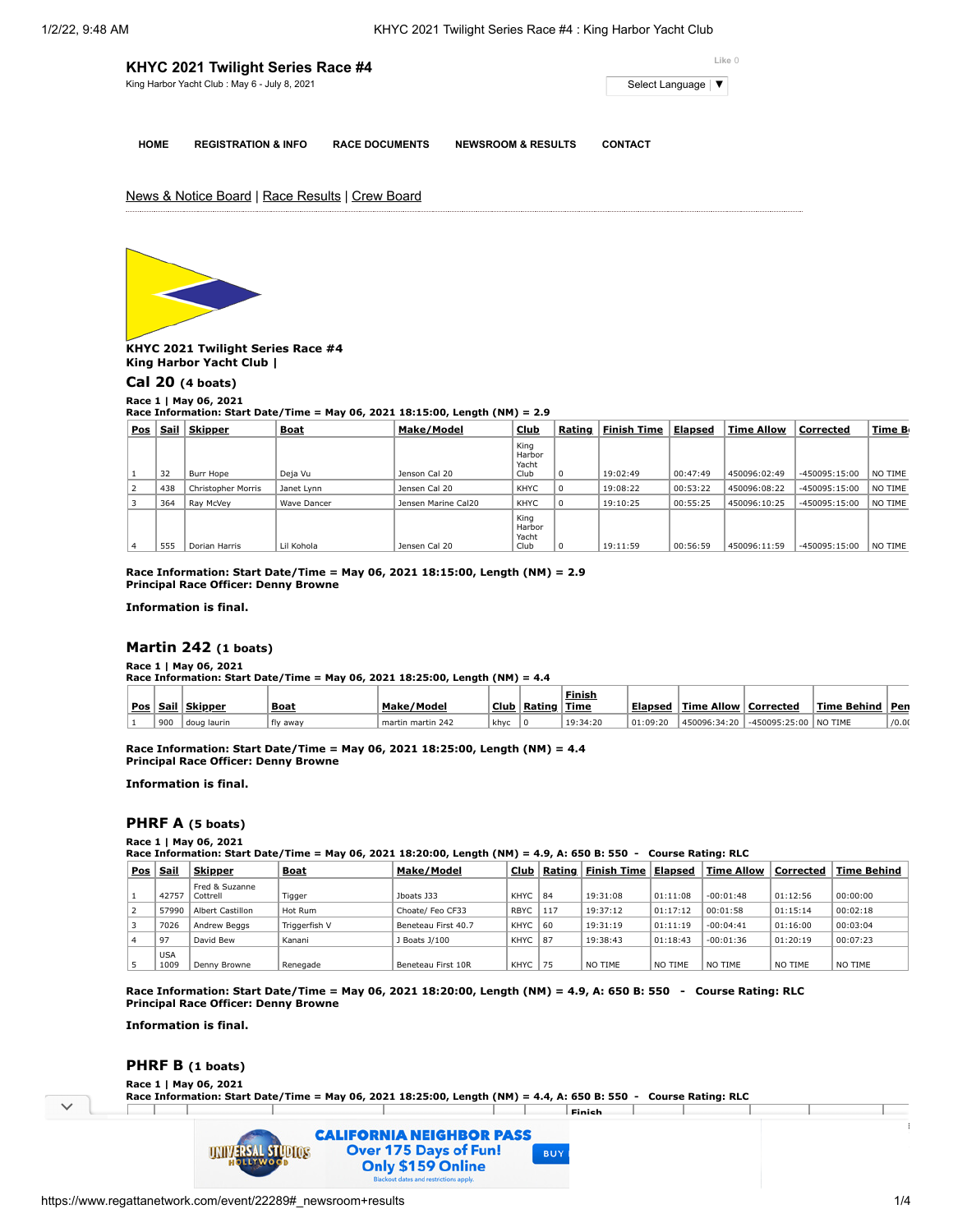# KHYC 2021 Twilight Series Race #4

King Harbor Yacht Club : May 6 - July 8, 2021

Like 0

Select Language ▼

HOME REGISTRATION & INFO RACE DOCUMENTS NEWSROOM & RESULTS CONTACT

News & Notice Board | Race Results | Crew Board

**KHYC 2021 Twilight Series Race #4**
**King Harbor Yacht Club |**

## Cal 20 (4 boats)

**Race 1 | May 06, 2021**
**Race Information: Start Date/Time = May 06, 2021 18:15:00, Length (NM) = 2.9**

| Pos | Sail | Skipper | Boat | Make/Model | Club | Rating | Finish Time | Elapsed | Time Allow | Corrected | Time B |
|---|---|---|---|---|---|---|---|---|---|---|---|
| 1 | 32 | Burr Hope | Deja Vu | Jenson Cal 20 | King Harbor Yacht Club | 0 | 19:02:49 | 00:47:49 | 450096:02:49 | -450095:15:00 | NO TIME |
| 2 | 438 | Christopher Morris | Janet Lynn | Jensen Cal 20 | KHYC | 0 | 19:08:22 | 00:53:22 | 450096:08:22 | -450095:15:00 | NO TIME |
| 3 | 364 | Ray McVey | Wave Dancer | Jensen Marine Cal20 | KHYC | 0 | 19:10:25 | 00:55:25 | 450096:10:25 | -450095:15:00 | NO TIME |
| 4 | 555 | Dorian Harris | Lil Kohola | Jensen Cal 20 | King Harbor Yacht Club | 0 | 19:11:59 | 00:56:59 | 450096:11:59 | -450095:15:00 | NO TIME |

**Race Information: Start Date/Time = May 06, 2021 18:15:00, Length (NM) = 2.9**
**Principal Race Officer: Denny Browne**

**Information is final.**

## Martin 242 (1 boats)

**Race 1 | May 06, 2021**
**Race Information: Start Date/Time = May 06, 2021 18:25:00, Length (NM) = 4.4**

| Pos | Sail | Skipper | Boat | Make/Model | Club | Rating | Finish Time | Elapsed | Time Allow | Corrected | Time Behind | Pen |
|---|---|---|---|---|---|---|---|---|---|---|---|---|
| 1 | 900 | doug laurin | fly away | martin martin 242 | khyc | 0 | 19:34:20 | 01:09:20 | 450096:34:20 | -450095:25:00 | NO TIME | /0.0( |

**Race Information: Start Date/Time = May 06, 2021 18:25:00, Length (NM) = 4.4**
**Principal Race Officer: Denny Browne**

**Information is final.**

## PHRF A (5 boats)

**Race 1 | May 06, 2021**
**Race Information: Start Date/Time = May 06, 2021 18:20:00, Length (NM) = 4.9, A: 650 B: 550 - Course Rating: RLC**

| Pos | Sail | Skipper | Boat | Make/Model | Club | Rating | Finish Time | Elapsed | Time Allow | Corrected | Time Behind |
|---|---|---|---|---|---|---|---|---|---|---|---|
| 1 | 42757 | Fred & Suzanne Cottrell | Tigger | Jboats J33 | KHYC | 84 | 19:31:08 | 01:11:08 | -00:01:48 | 01:12:56 | 00:00:00 |
| 2 | 57990 | Albert Castillon | Hot Rum | Choate/ Feo CF33 | RBYC | 117 | 19:37:12 | 01:17:12 | 00:01:58 | 01:15:14 | 00:02:18 |
| 3 | 7026 | Andrew Beggs | Triggerfish V | Beneteau First 40.7 | KHYC | 60 | 19:31:19 | 01:11:19 | -00:04:41 | 01:16:00 | 00:03:04 |
| 4 | 97 | David Bew | Kanani | J Boats J/100 | KHYC | 87 | 19:38:43 | 01:18:43 | -00:01:36 | 01:20:19 | 00:07:23 |
| 5 | USA 1009 | Denny Browne | Renegade | Beneteau First 10R | KHYC | 75 | NO TIME | NO TIME | NO TIME | NO TIME | NO TIME |

**Race Information: Start Date/Time = May 06, 2021 18:20:00, Length (NM) = 4.9, A: 650 B: 550 - Course Rating: RLC**
**Principal Race Officer: Denny Browne**

**Information is final.**

## PHRF B (1 boats)

**Race 1 | May 06, 2021**
**Race Information: Start Date/Time = May 06, 2021 18:25:00, Length (NM) = 4.4, A: 650 B: 550 - Course Rating: RLC**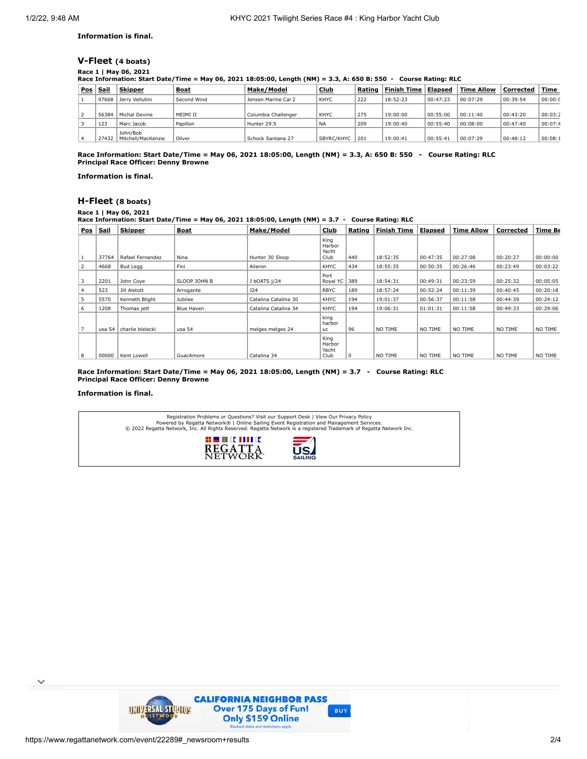**Information is final.**

## V-Fleet (4 boats)

**Race 1 | May 06, 2021**
**Race Information: Start Date/Time = May 06, 2021 18:05:00, Length (NM) = 3.3, A: 650 B: 550 - Course Rating: RLC**

| Pos | Sail | Skipper | Boat | Make/Model | Club | Rating | Finish Time | Elapsed | Time Allow | Corrected | Time |
|---|---|---|---|---|---|---|---|---|---|---|---|
| 1 | 97668 | Jerry Vellutini | Second Wind | Jensen Marine Cal 2 | KHYC | 222 | 18:52:23 | 00:47:23 | 00:07:29 | 00:39:54 | 00:00:0 |
| 2 | 56384 | Michal Devine | MEIMI II | Columbia Challenger | KHYC | 275 | 19:00:00 | 00:55:00 | 00:11:40 | 00:43:20 | 00:03:2 |
| 3 | 123 | Marc Jacob | Papillon | Hunter 29.5 | NA | 209 | 19:00:40 | 00:55:40 | 00:08:00 | 00:47:40 | 00:07:4 |
| 4 | 27432 | John/Bob Mitchell/MacKenzie | Oliver | Schock Santana 27 | SBYRC/KHYC | 201 | 19:00:41 | 00:55:41 | 00:07:29 | 00:48:12 | 00:08:1 |

**Race Information: Start Date/Time = May 06, 2021 18:05:00, Length (NM) = 3.3, A: 650 B: 550 - Course Rating: RLC**
**Principal Race Officer: Denny Browne**

**Information is final.**

## H-Fleet (8 boats)

**Race 1 | May 06, 2021**
**Race Information: Start Date/Time = May 06, 2021 18:05:00, Length (NM) = 3.7 - Course Rating: RLC**

| Pos | Sail | Skipper | Boat | Make/Model | Club | Rating | Finish Time | Elapsed | Time Allow | Corrected | Time Be |
|---|---|---|---|---|---|---|---|---|---|---|---|
| 1 | 37764 | Rafael Fernandez | Nina | Hunter 30 Sloop | King Harbor Yacht Club | 440 | 18:52:35 | 00:47:35 | 00:27:08 | 00:20:27 | 00:00:00 |
| 2 | 4668 | Bud Legg | Fini | Aileron | KHYC | 434 | 18:55:35 | 00:50:35 | 00:26:46 | 00:23:49 | 00:03:22 |
| 3 | 2201 | John Coye | SLOOP JOHN B | J bOATS j/24 | Port Royal YC | 389 | 18:54:31 | 00:49:31 | 00:23:59 | 00:25:32 | 00:05:05 |
| 4 | 523 | Jill Alstott | Arrogante | J24 | RBYC | 189 | 18:57:24 | 00:52:24 | 00:11:39 | 00:40:45 | 00:20:18 |
| 5 | 5570 | Kenneth Blight | Jubilee | Catalina Catalina 30 | KHYC | 194 | 19:01:37 | 00:56:37 | 00:11:58 | 00:44:39 | 00:24:12 |
| 6 | 1208 | Thomas jett | Blue Haven | Catalina Catalina 34 | KHYC | 194 | 19:06:31 | 01:01:31 | 00:11:58 | 00:49:33 | 00:29:06 |
| 7 | usa 54 | charlie bielecki | usa 54 | melges melges 24 | king harbor uc | 96 | NO TIME | NO TIME | NO TIME | NO TIME | NO TIME |
| 8 | 00000 | Kent Lowell | GuacAmore | Catalina 34 | King Harbor Yacht Club | 0 | NO TIME | NO TIME | NO TIME | NO TIME | NO TIME |

**Race Information: Start Date/Time = May 06, 2021 18:05:00, Length (NM) = 3.7 - Course Rating: RLC**
**Principal Race Officer: Denny Browne**

**Information is final.**

Registration Problems or Questions? Visit our Support Desk | View Our Privacy Policy
Powered by Regatta Network® | Online Sailing Event Registration and Management Services.
© 2022 Regatta Network, Inc. All Rights Reserved. Regatta Network is a registered Trademark of Regatta Network Inc.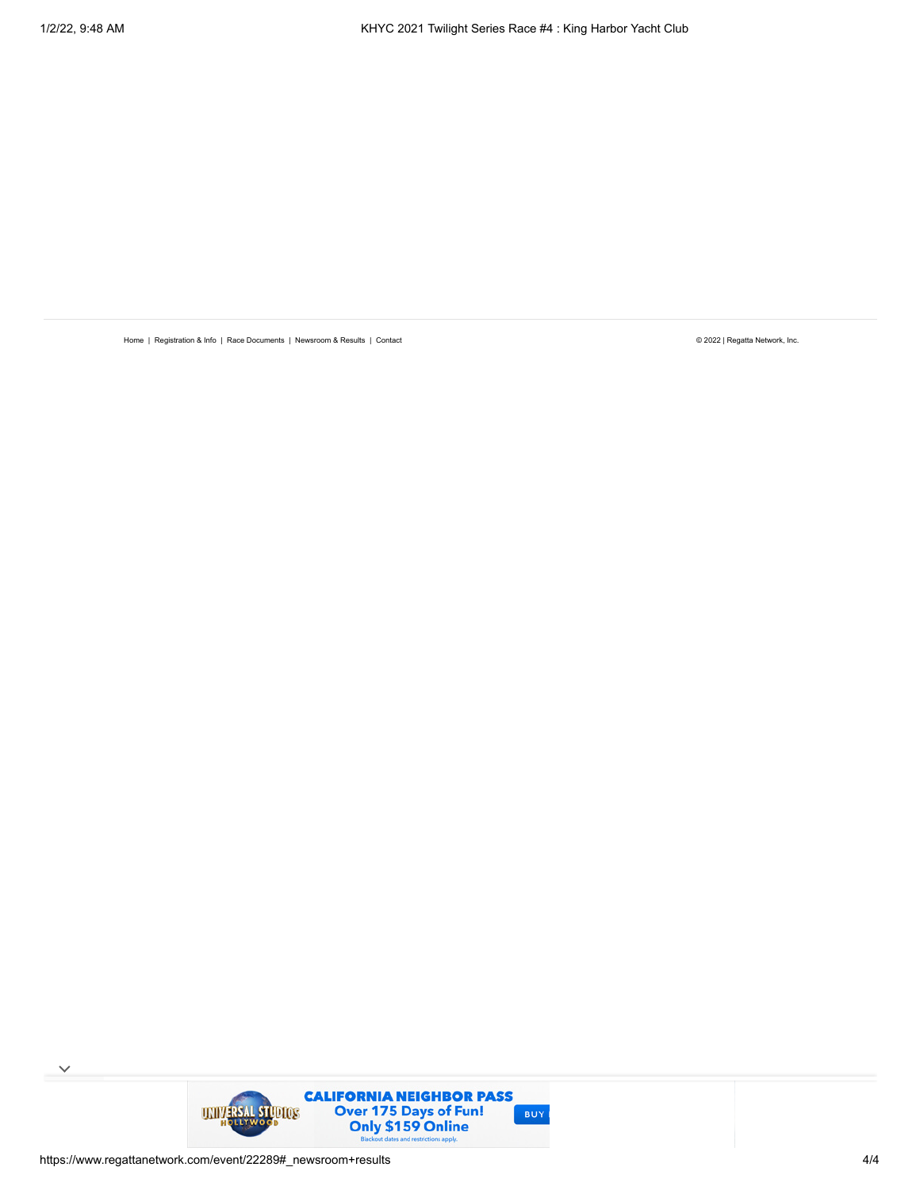Home | Registration & Info | Race Documents | Newsroom & Results | Contact

© 2022 | Regatta Network, Inc.

CALIFORNIA NEIGHBOR PASS
Over 175 Days of Fun!
Only $159 Online
Blackout dates and restrictions apply.